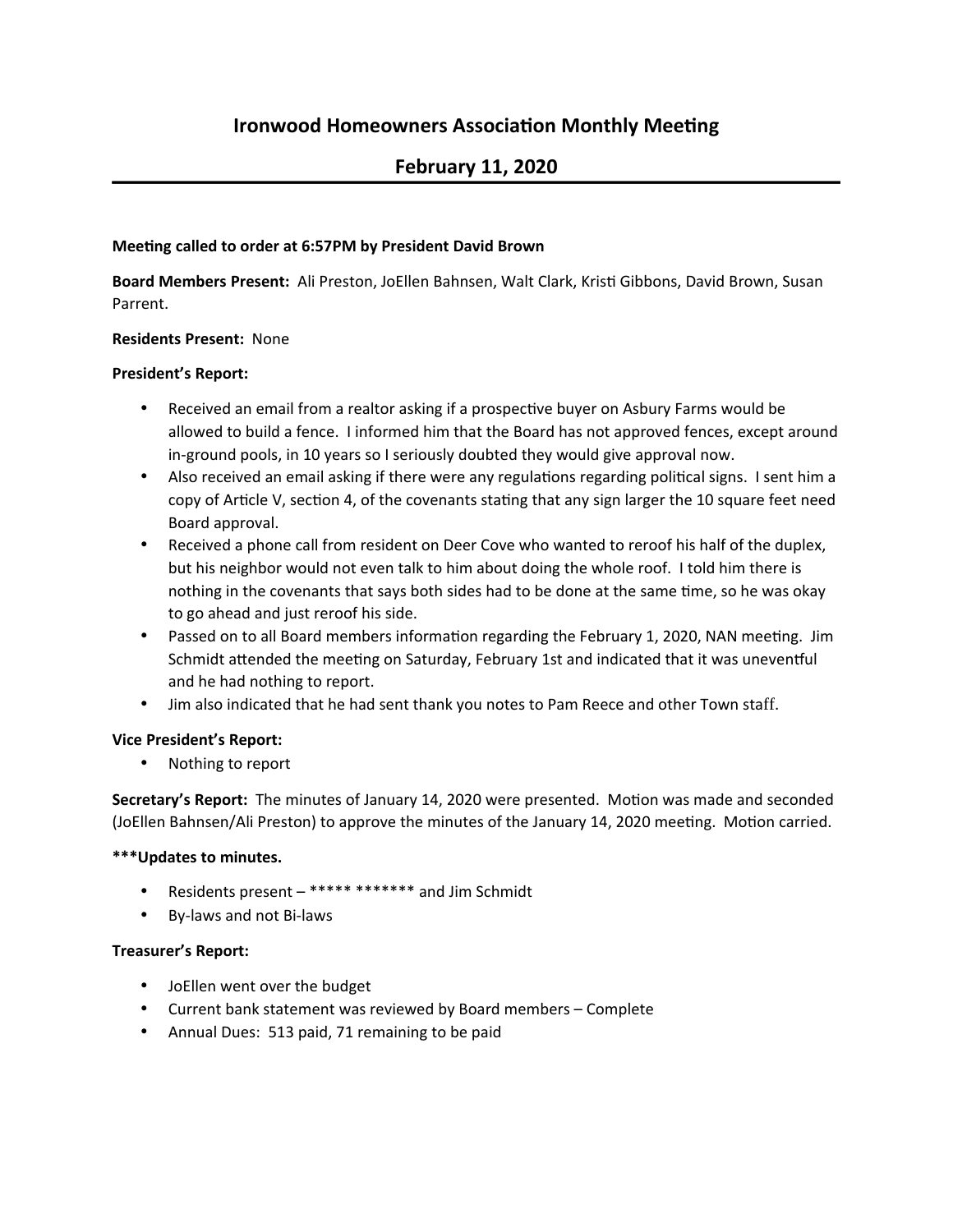# Ironwood Homeowners Association Monthly Meeting

## February 11, 2020

**Meeting called to order at 6:57PM by President David Brown**

**Board Members Present:** Ali Preston, JoEllen Bahnsen, Walt Clark, Kristi Gibbons, David Brown, Susan Parrent.

**Residents Present:** None

**President's Report:**

- Received an email from a realtor asking if a prospective buyer on Asbury Farms would be allowed to build a fence. I informed him that the Board has not approved fences, except around in-ground pools, in 10 years so I seriously doubted they would give approval now.
- Also received an email asking if there were any regulations regarding political signs. I sent him a copy of Article V, section 4, of the covenants stating that any sign larger the 10 square feet need Board approval.
- Received a phone call from resident on Deer Cove who wanted to reroof his half of the duplex, but his neighbor would not even talk to him about doing the whole roof. I told him there is nothing in the covenants that says both sides had to be done at the same time, so he was okay to go ahead and just reroof his side.
- Passed on to all Board members information regarding the February 1, 2020, NAN meeting. Jim Schmidt attended the meeting on Saturday, February 1st and indicated that it was uneventful and he had nothing to report.
- Jim also indicated that he had sent thank you notes to Pam Reece and other Town staff.

**Vice President's Report:**

- Nothing to report

**Secretary's Report:** The minutes of January 14, 2020 were presented. Motion was made and seconded (JoEllen Bahnsen/Ali Preston) to approve the minutes of the January 14, 2020 meeting. Motion carried.

**\*\*\*Updates to minutes.**

- Residents present – \*\*\*\*\* \*\*\*\*\*\*\* and Jim Schmidt
- By-laws and not Bi-laws

**Treasurer's Report:**

- JoEllen went over the budget
- Current bank statement was reviewed by Board members – Complete
- Annual Dues: 513 paid, 71 remaining to be paid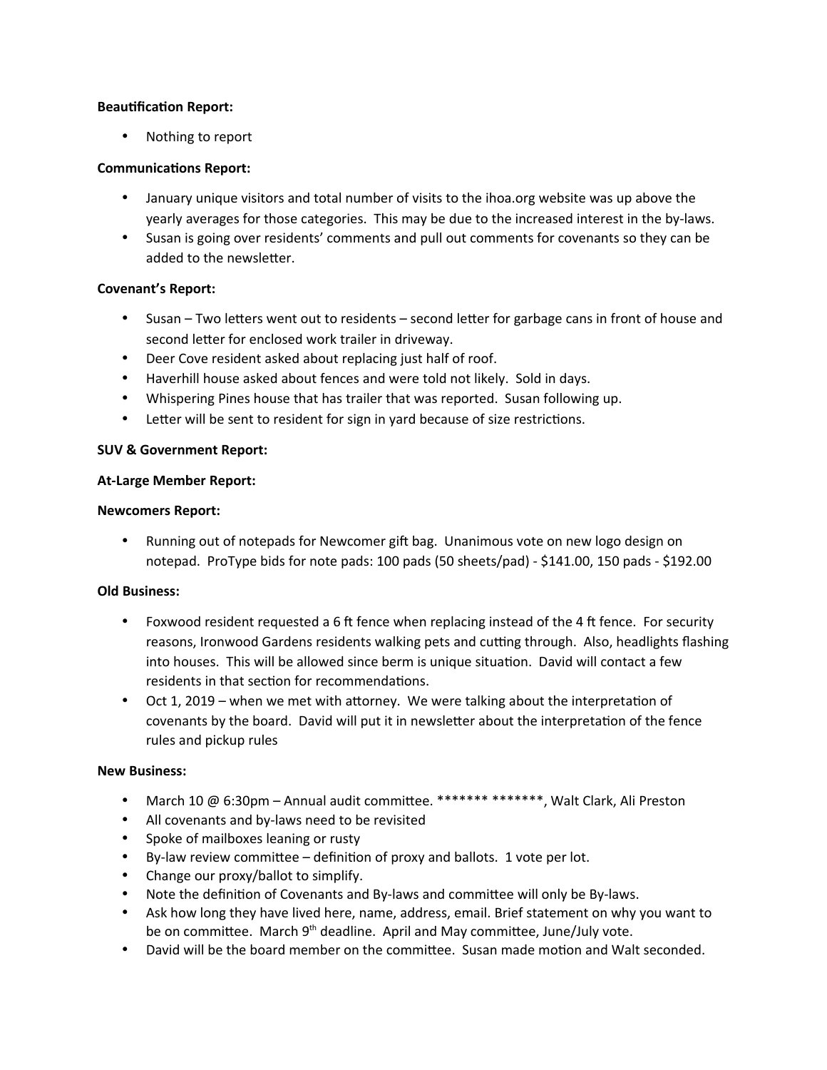**Beautification Report:**

- Nothing to report

**Communications Report:**

- January unique visitors and total number of visits to the ihoa.org website was up above the yearly averages for those categories. This may be due to the increased interest in the by-laws.
- Susan is going over residents' comments and pull out comments for covenants so they can be added to the newsletter.

**Covenant's Report:**

- Susan – Two letters went out to residents – second letter for garbage cans in front of house and second letter for enclosed work trailer in driveway.
- Deer Cove resident asked about replacing just half of roof.
- Haverhill house asked about fences and were told not likely. Sold in days.
- Whispering Pines house that has trailer that was reported. Susan following up.
- Letter will be sent to resident for sign in yard because of size restrictions.

**SUV & Government Report:**

**At-Large Member Report:**

**Newcomers Report:**

- Running out of notepads for Newcomer gift bag. Unanimous vote on new logo design on notepad. ProType bids for note pads: 100 pads (50 sheets/pad) - $141.00, 150 pads - $192.00

**Old Business:**

- Foxwood resident requested a 6 ft fence when replacing instead of the 4 ft fence. For security reasons, Ironwood Gardens residents walking pets and cutting through. Also, headlights flashing into houses. This will be allowed since berm is unique situation. David will contact a few residents in that section for recommendations.
- Oct 1, 2019 – when we met with attorney. We were talking about the interpretation of covenants by the board. David will put it in newsletter about the interpretation of the fence rules and pickup rules

**New Business:**

- March 10 @ 6:30pm – Annual audit committee. ******* *******, Walt Clark, Ali Preston
- All covenants and by-laws need to be revisited
- Spoke of mailboxes leaning or rusty
- By-law review committee – definition of proxy and ballots. 1 vote per lot.
- Change our proxy/ballot to simplify.
- Note the definition of Covenants and By-laws and committee will only be By-laws.
- Ask how long they have lived here, name, address, email. Brief statement on why you want to be on committee. March 9th deadline. April and May committee, June/July vote.
- David will be the board member on the committee. Susan made motion and Walt seconded.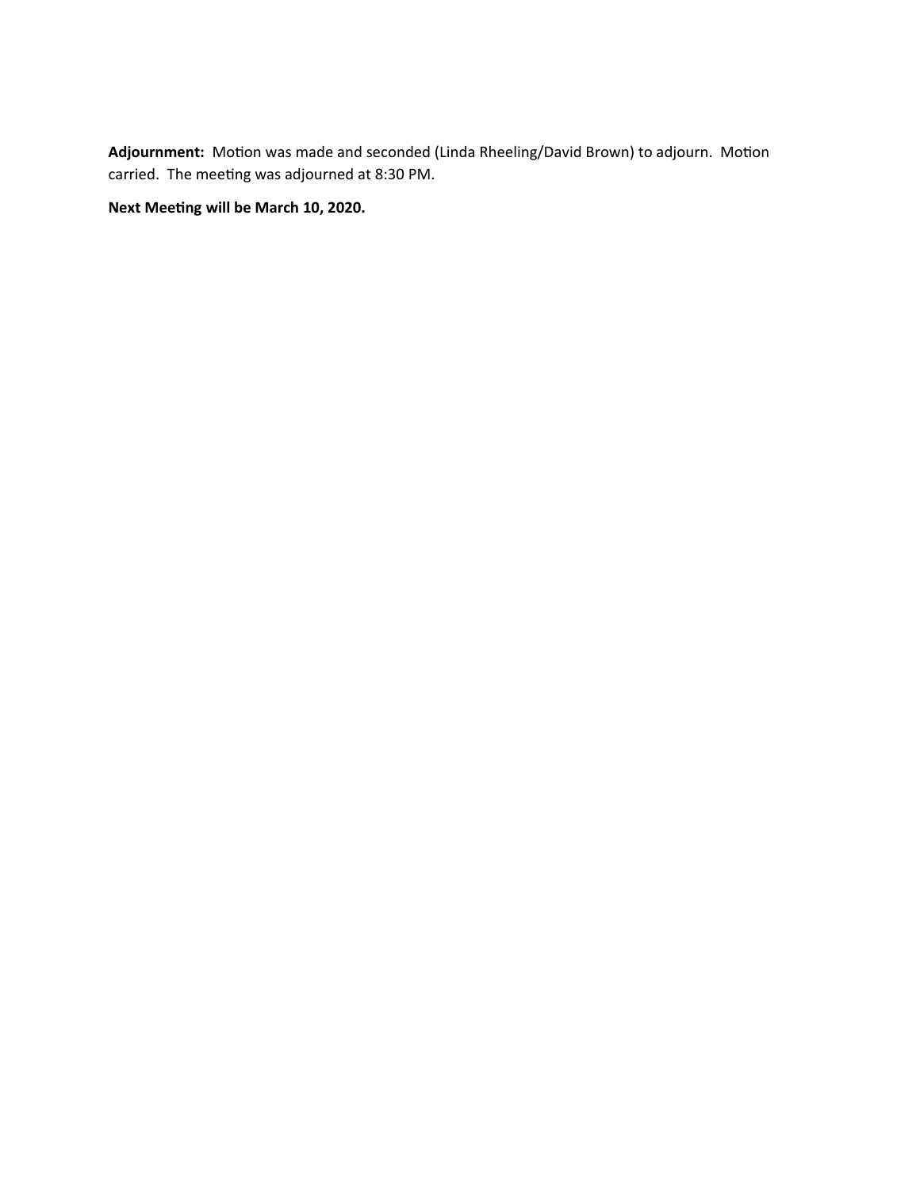**Adjournment:** Motion was made and seconded (Linda Rheeling/David Brown) to adjourn. Motion carried. The meeting was adjourned at 8:30 PM.

**Next Meeting will be March 10, 2020.**